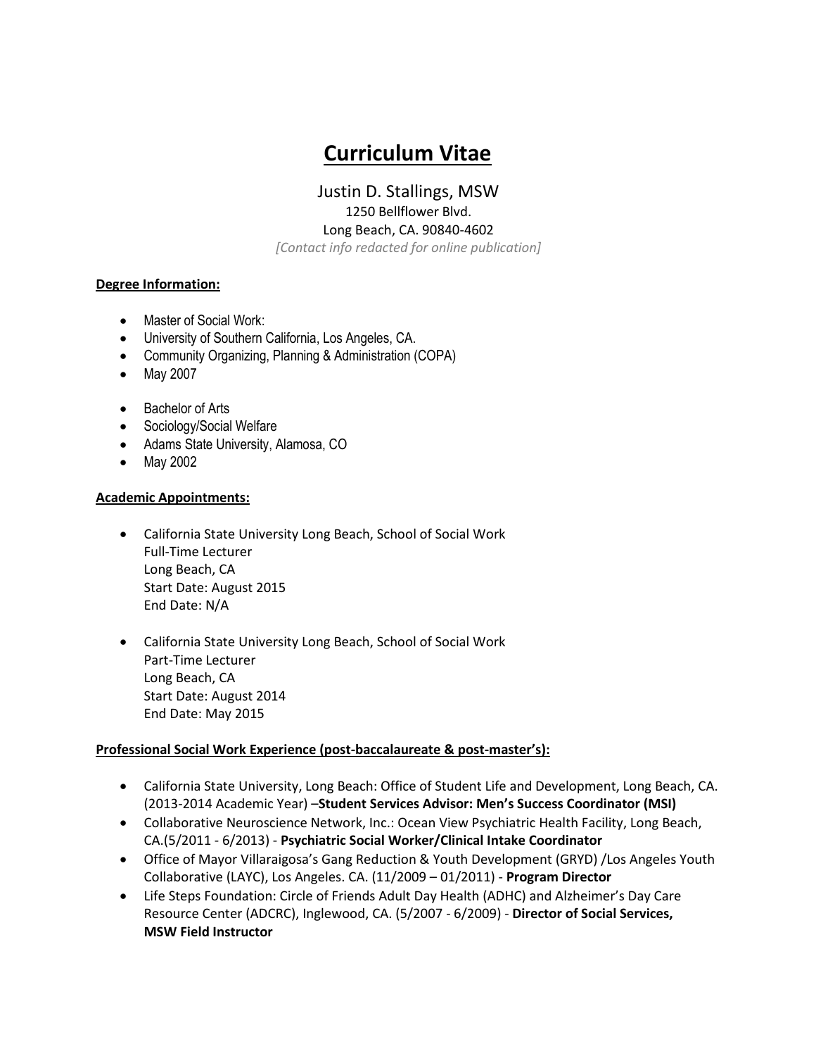# Curriculum Vitae

Justin D. Stallings, MSW
1250 Bellflower Blvd.
Long Beach, CA. 90840-4602
*[Contact info redacted for online publication]*

**Degree Information:**

- Master of Social Work:
- University of Southern California, Los Angeles, CA.
- Community Organizing, Planning & Administration (COPA)
- May 2007

- Bachelor of Arts
- Sociology/Social Welfare
- Adams State University, Alamosa, CO
- May 2002

**Academic Appointments:**

- California State University Long Beach, School of Social Work
  Full-Time Lecturer
  Long Beach, CA
  Start Date: August 2015
  End Date: N/A

- California State University Long Beach, School of Social Work
  Part-Time Lecturer
  Long Beach, CA
  Start Date: August 2014
  End Date: May 2015

**Professional Social Work Experience (post-baccalaureate & post-master's):**

- California State University, Long Beach: Office of Student Life and Development, Long Beach, CA. (2013-2014 Academic Year) –**Student Services Advisor: Men's Success Coordinator (MSI)**
- Collaborative Neuroscience Network, Inc.: Ocean View Psychiatric Health Facility, Long Beach, CA.(5/2011 - 6/2013) - **Psychiatric Social Worker/Clinical Intake Coordinator**
- Office of Mayor Villaraigosa's Gang Reduction & Youth Development (GRYD) /Los Angeles Youth Collaborative (LAYC), Los Angeles. CA. (11/2009 – 01/2011) - **Program Director**
- Life Steps Foundation: Circle of Friends Adult Day Health (ADHC) and Alzheimer's Day Care Resource Center (ADCRC), Inglewood, CA. (5/2007 - 6/2009) - **Director of Social Services, MSW Field Instructor**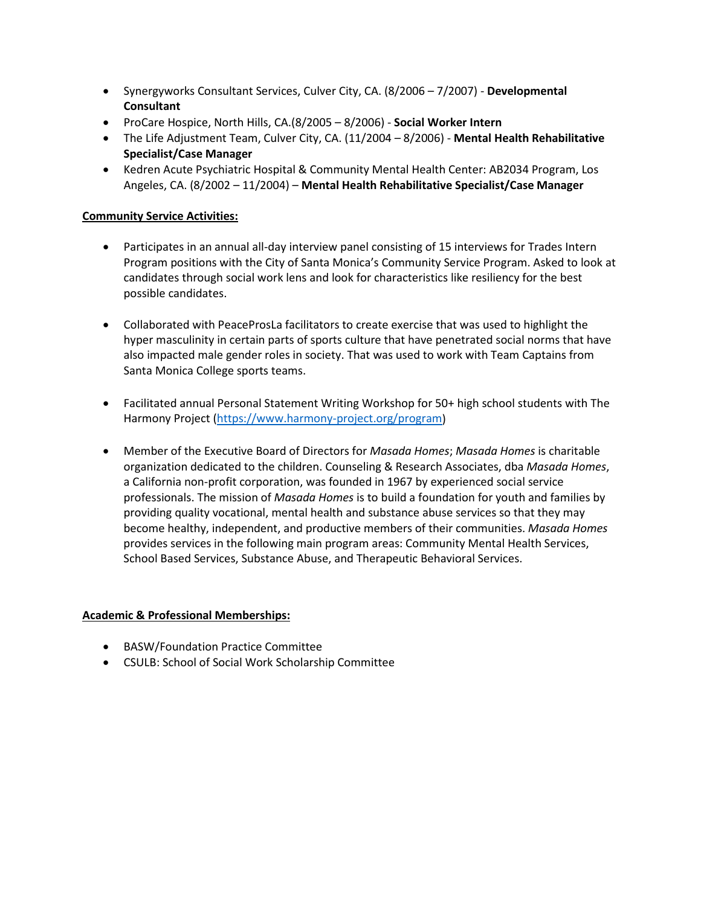- Synergyworks Consultant Services, Culver City, CA. (8/2006 – 7/2007) - **Developmental Consultant**
- ProCare Hospice, North Hills, CA.(8/2005 – 8/2006) - **Social Worker Intern**
- The Life Adjustment Team, Culver City, CA. (11/2004 – 8/2006) - **Mental Health Rehabilitative Specialist/Case Manager**
- Kedren Acute Psychiatric Hospital & Community Mental Health Center: AB2034 Program, Los Angeles, CA. (8/2002 – 11/2004) – **Mental Health Rehabilitative Specialist/Case Manager**

**<u>Community Service Activities:</u>**

- Participates in an annual all-day interview panel consisting of 15 interviews for Trades Intern Program positions with the City of Santa Monica's Community Service Program. Asked to look at candidates through social work lens and look for characteristics like resiliency for the best possible candidates.

- Collaborated with PeaceProsLa facilitators to create exercise that was used to highlight the hyper masculinity in certain parts of sports culture that have penetrated social norms that have also impacted male gender roles in society. That was used to work with Team Captains from Santa Monica College sports teams.

- Facilitated annual Personal Statement Writing Workshop for 50+ high school students with The Harmony Project (https://www.harmony-project.org/program)

- Member of the Executive Board of Directors for *Masada Homes*; *Masada Homes* is charitable organization dedicated to the children. Counseling & Research Associates, dba *Masada Homes*, a California non-profit corporation, was founded in 1967 by experienced social service professionals. The mission of *Masada Homes* is to build a foundation for youth and families by providing quality vocational, mental health and substance abuse services so that they may become healthy, independent, and productive members of their communities. *Masada Homes* provides services in the following main program areas: Community Mental Health Services, School Based Services, Substance Abuse, and Therapeutic Behavioral Services.

**<u>Academic & Professional Memberships:</u>**

- BASW/Foundation Practice Committee
- CSULB: School of Social Work Scholarship Committee